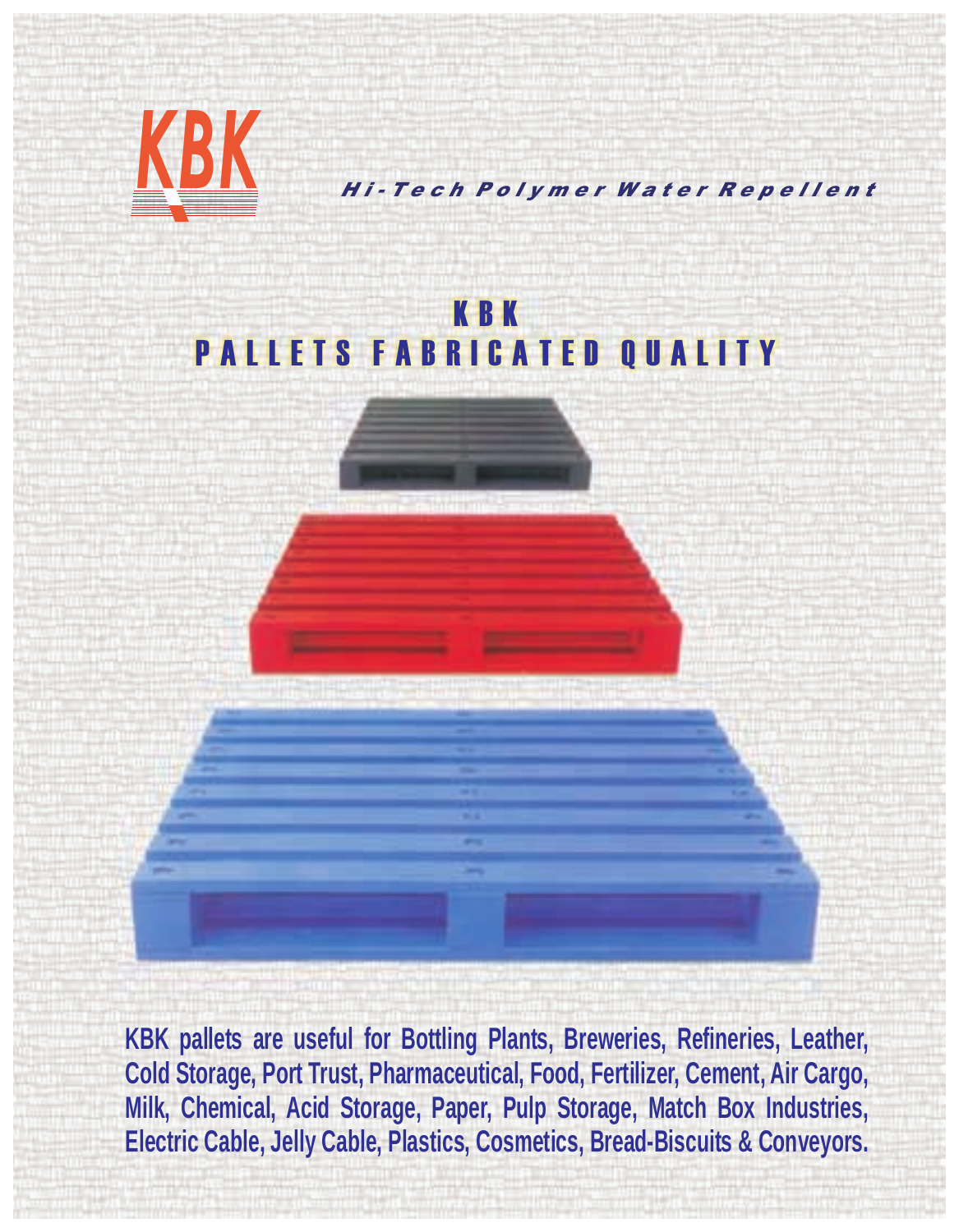KBK

*Hi-Tech Polymer Water Repellent*

# KBK
# PALLETS FABRICATED QUALITY

**KBK pallets are useful for Bottling Plants, Breweries, Refineries, Leather, Cold Storage, Port Trust, Pharmaceutical, Food, Fertilizer, Cement, Air Cargo, Milk, Chemical, Acid Storage, Paper, Pulp Storage, Match Box Industries, Electric Cable, Jelly Cable, Plastics, Cosmetics, Bread-Biscuits & Conveyors.**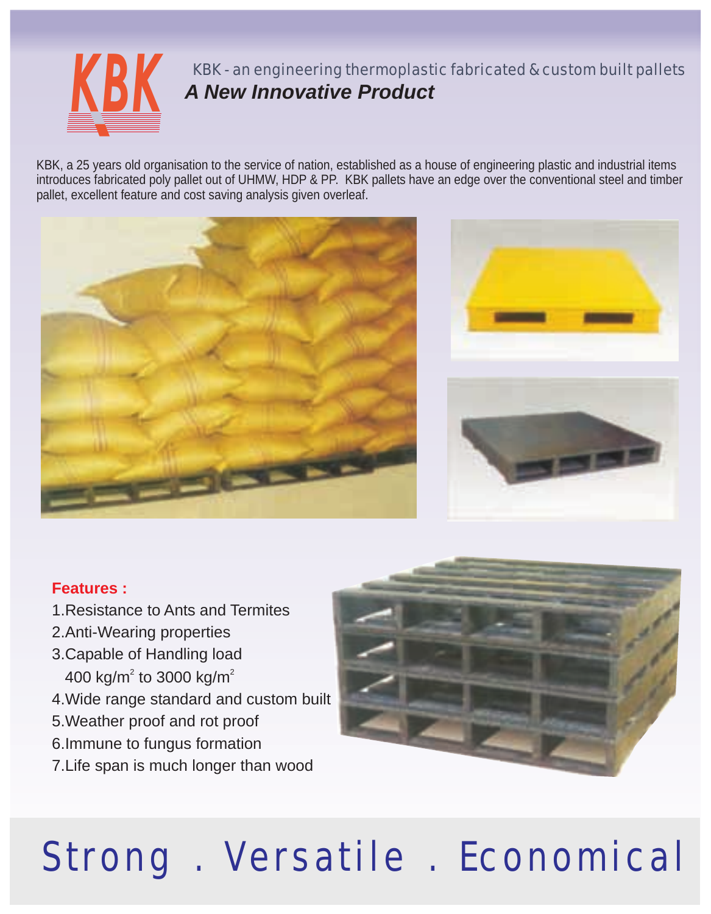# KBK

KBK - an engineering thermoplastic fabricated & custom built pallets

***A New Innovative Product***

KBK, a 25 years old organisation to the service of nation, established as a house of engineering plastic and industrial items introduces fabricated poly pallet out of UHMW, HDP & PP. KBK pallets have an edge over the conventional steel and timber pallet, excellent feature and cost saving analysis given overleaf.

**Features :**

1. Resistance to Ants and Termites
2. Anti-Wearing properties
3. Capable of Handling load 400 $kg/m^2$ to 3000 $kg/m^2$
4. Wide range standard and custom built
5. Weather proof and rot proof
6. Immune to fungus formation
7. Life span is much longer than wood

## Strong . Versatile . Economical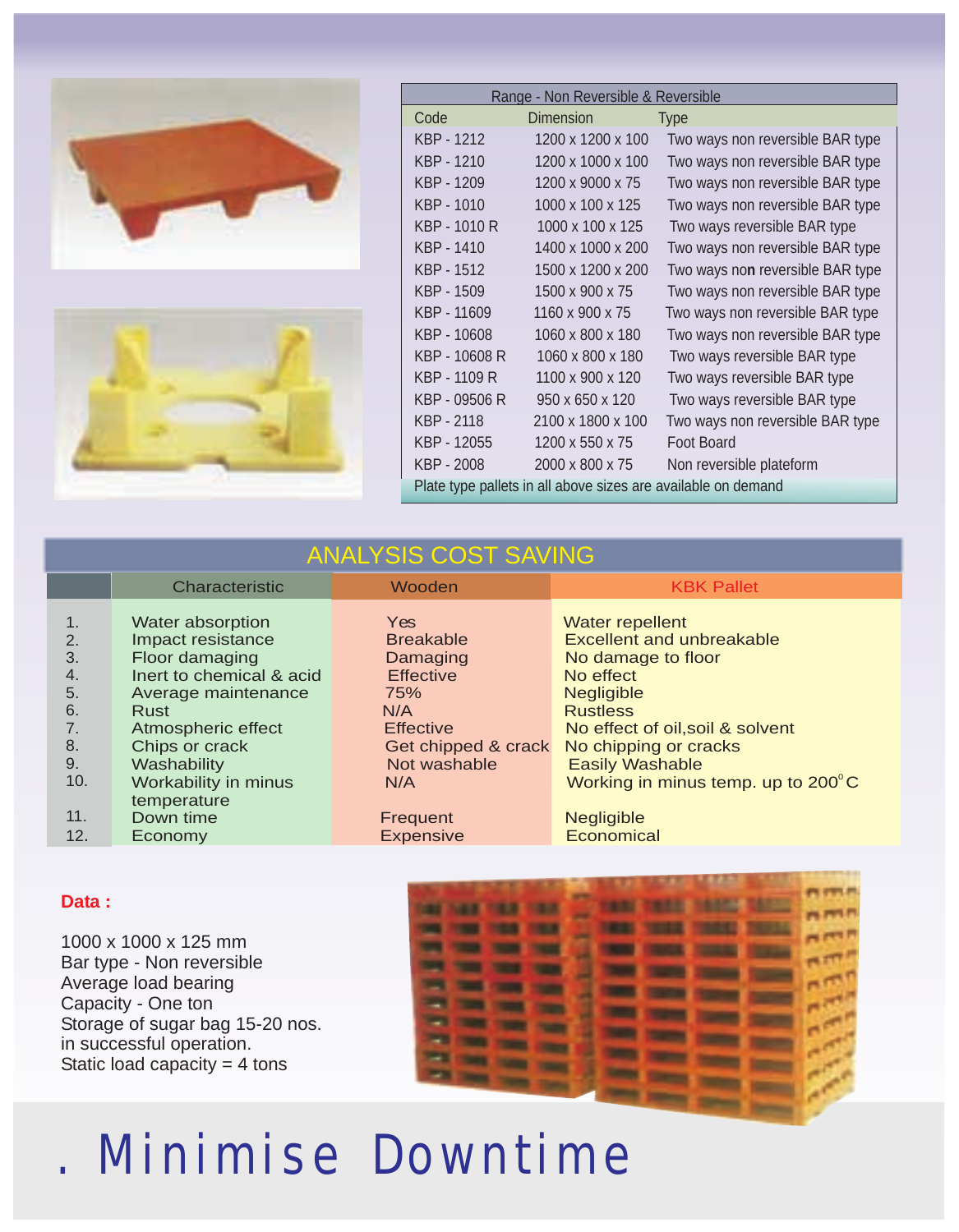| Range - Non Reversible & Reversible | | |
|---|---|---|
| Code | Dimension | Type |
| KBP - 1212 | 1200 x 1200 x 100 | Two ways non reversible BAR type |
| KBP - 1210 | 1200 x 1000 x 100 | Two ways non reversible BAR type |
| KBP - 1209 | 1200 x 9000 x 75 | Two ways non reversible BAR type |
| KBP - 1010 | 1000 x 100 x 125 | Two ways non reversible BAR type |
| KBP - 1010 R | 1000 x 100 x 125 | Two ways reversible BAR type |
| KBP - 1410 | 1400 x 1000 x 200 | Two ways non reversible BAR type |
| KBP - 1512 | 1500 x 1200 x 200 | Two ways non reversible BAR type |
| KBP - 1509 | 1500 x 900 x 75 | Two ways non reversible BAR type |
| KBP - 11609 | 1160 x 900 x 75 | Two ways non reversible BAR type |
| KBP - 10608 | 1060 x 800 x 180 | Two ways non reversible BAR type |
| KBP - 10608 R | 1060 x 800 x 180 | Two ways reversible BAR type |
| KBP - 1109 R | 1100 x 900 x 120 | Two ways reversible BAR type |
| KBP - 09506 R | 950 x 650 x 120 | Two ways reversible BAR type |
| KBP - 2118 | 2100 x 1800 x 100 | Two ways non reversible BAR type |
| KBP - 12055 | 1200 x 550 x 75 | Foot Board |
| KBP - 2008 | 2000 x 800 x 75 | Non reversible plateform |
| Plate type pallets in all above sizes are available on demand | | |

## ANALYSIS COST SAVING

| | Characteristic | Wooden | KBK Pallet |
|---|---|---|---|
| 1. | Water absorption | Yes | Water repellent |
| 2. | Impact resistance | Breakable | Excellent and unbreakable |
| 3. | Floor damaging | Damaging | No damage to floor |
| 4. | Inert to chemical & acid | Effective | No effect |
| 5. | Average maintenance | 75% | Negligible |
| 6. | Rust | N/A | Rustless |
| 7. | Atmospheric effect | Effective | No effect of oil,soil & solvent |
| 8. | Chips or crack | Get chipped & crack | No chipping or cracks |
| 9. | Washability | Not washable | Easily Washable |
| 10. | Workability in minus temperature | N/A | Working in minus temp. up to 200°C |
| 11. | Down time | Frequent | Negligible |
| 12. | Economy | Expensive | Economical |

**Data :**

1000 x 1000 x 125 mm
Bar type - Non reversible
Average load bearing
Capacity - One ton
Storage of sugar bag 15-20 nos.
in successful operation.
Static load capacity = 4 tons

# . Minimise Downtime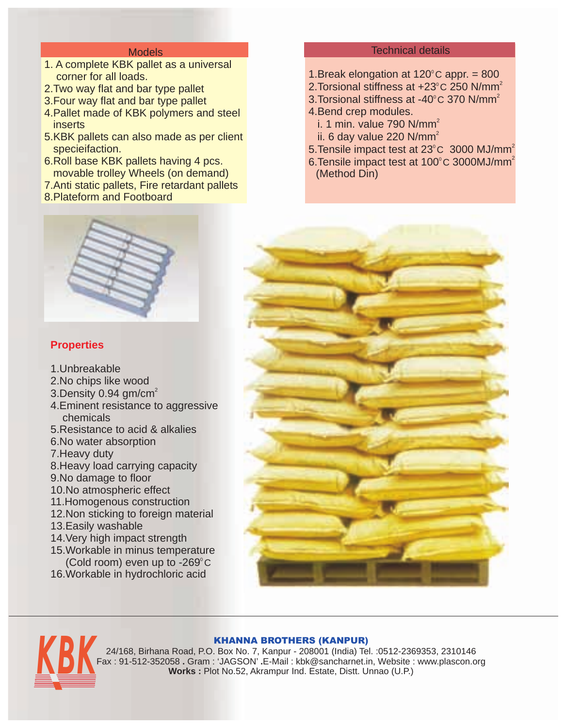## Models

1. A complete KBK pallet as a universal corner for all loads.
2. Two way flat and bar type pallet
3. Four way flat and bar type pallet
4. Pallet made of KBK polymers and steel inserts
5. KBK pallets can also made as per client specieifaction.
6. Roll base KBK pallets having 4 pcs. movable trolley Wheels (on demand)
7. Anti static pallets, Fire retardant pallets
8. Plateform and Footboard

## Technical details

1. Break elongation at 120°C appr. = 800
2. Torsional stiffness at +23°C 250 N/mm$^2$
3. Torsional stiffness at -40°C 370 N/mm$^2$
4. Bend crep modules.
   - i. 1 min. value 790 N/mm$^2$
   - ii. 6 day value 220 N/mm$^2$
5. Tensile impact test at 23°C 3000 MJ/mm$^2$
6. Tensile impact test at 100°C 3000MJ/mm$^2$ (Method Din)

## Properties

1. Unbreakable
2. No chips like wood
3. Density 0.94 gm/cm$^2$
4. Eminent resistance to aggressive chemicals
5. Resistance to acid & alkalies
6. No water absorption
7. Heavy duty
8. Heavy load carrying capacity
9. No damage to floor
10. No atmospheric effect
11. Homogenous construction
12. Non sticking to foreign material
13. Easily washable
14. Very high impact strength
15. Workable in minus temperature (Cold room) even up to -269°C
16. Workable in hydrochloric acid

---

KBK

**KHANNA BROTHERS (KANPUR)**

24/168, Birhana Road, P.O. Box No. 7, Kanpur - 208001 (India) Tel. :0512-2369353, 2310146
Fax : 91-512-352058 . Gram : 'JAGSON' .E-Mail : kbk@sancharnet.in, Website : www.plascon.org
**Works :** Plot No.52, Akrampur Ind. Estate, Distt. Unnao (U.P.)